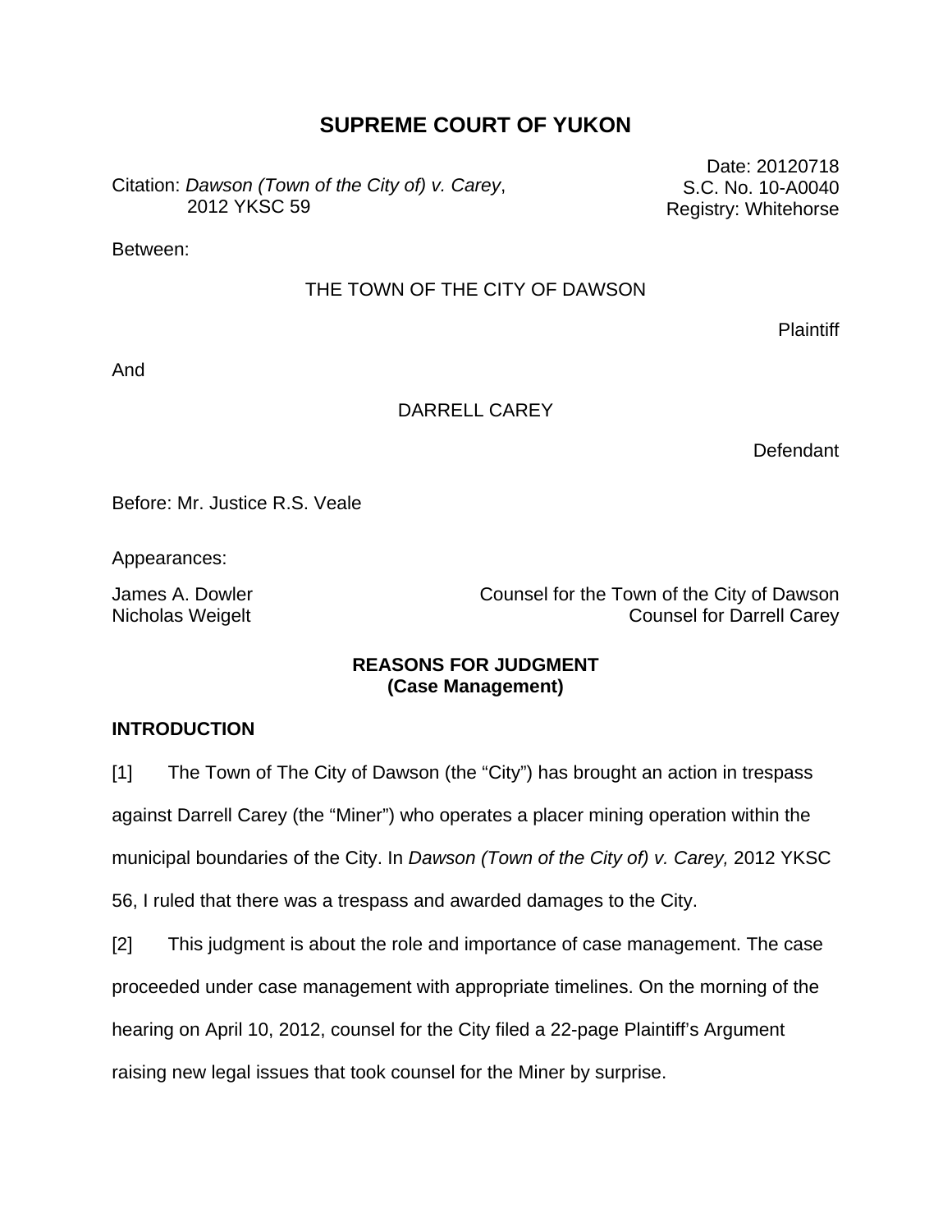# SUPREME COURT OF YUKON

Citation: *Dawson (Town of the City of) v. Carey*, 2012 YKSC 59

Date: 20120718
S.C. No. 10-A0040
Registry: Whitehorse

Between:

THE TOWN OF THE CITY OF DAWSON

Plaintiff

And

DARRELL CAREY

Defendant

Before: Mr. Justice R.S. Veale

Appearances:

James A. Dowler — Counsel for the Town of the City of Dawson
Nicholas Weigelt — Counsel for Darrell Carey

## REASONS FOR JUDGMENT
## (Case Management)

### INTRODUCTION

[1] The Town of The City of Dawson (the "City") has brought an action in trespass against Darrell Carey (the "Miner") who operates a placer mining operation within the municipal boundaries of the City. In *Dawson (Town of the City of) v. Carey,* 2012 YKSC 56, I ruled that there was a trespass and awarded damages to the City.

[2] This judgment is about the role and importance of case management. The case proceeded under case management with appropriate timelines. On the morning of the hearing on April 10, 2012, counsel for the City filed a 22-page Plaintiff's Argument raising new legal issues that took counsel for the Miner by surprise.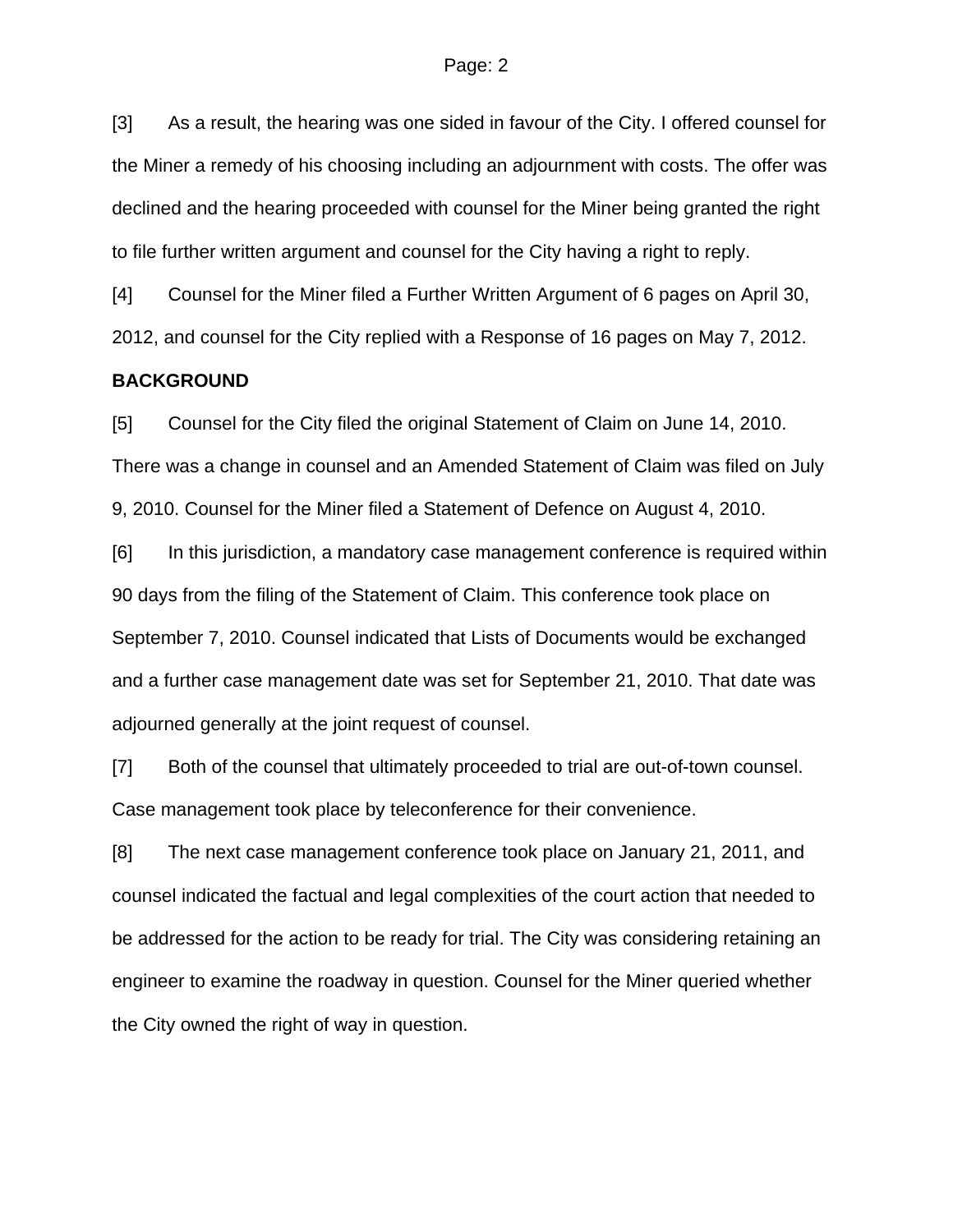[3] As a result, the hearing was one sided in favour of the City. I offered counsel for the Miner a remedy of his choosing including an adjournment with costs. The offer was declined and the hearing proceeded with counsel for the Miner being granted the right to file further written argument and counsel for the City having a right to reply.

[4] Counsel for the Miner filed a Further Written Argument of 6 pages on April 30, 2012, and counsel for the City replied with a Response of 16 pages on May 7, 2012.

**BACKGROUND**

[5] Counsel for the City filed the original Statement of Claim on June 14, 2010. There was a change in counsel and an Amended Statement of Claim was filed on July 9, 2010. Counsel for the Miner filed a Statement of Defence on August 4, 2010.

[6] In this jurisdiction, a mandatory case management conference is required within 90 days from the filing of the Statement of Claim. This conference took place on September 7, 2010. Counsel indicated that Lists of Documents would be exchanged and a further case management date was set for September 21, 2010. That date was adjourned generally at the joint request of counsel.

[7] Both of the counsel that ultimately proceeded to trial are out-of-town counsel. Case management took place by teleconference for their convenience.

[8] The next case management conference took place on January 21, 2011, and counsel indicated the factual and legal complexities of the court action that needed to be addressed for the action to be ready for trial. The City was considering retaining an engineer to examine the roadway in question. Counsel for the Miner queried whether the City owned the right of way in question.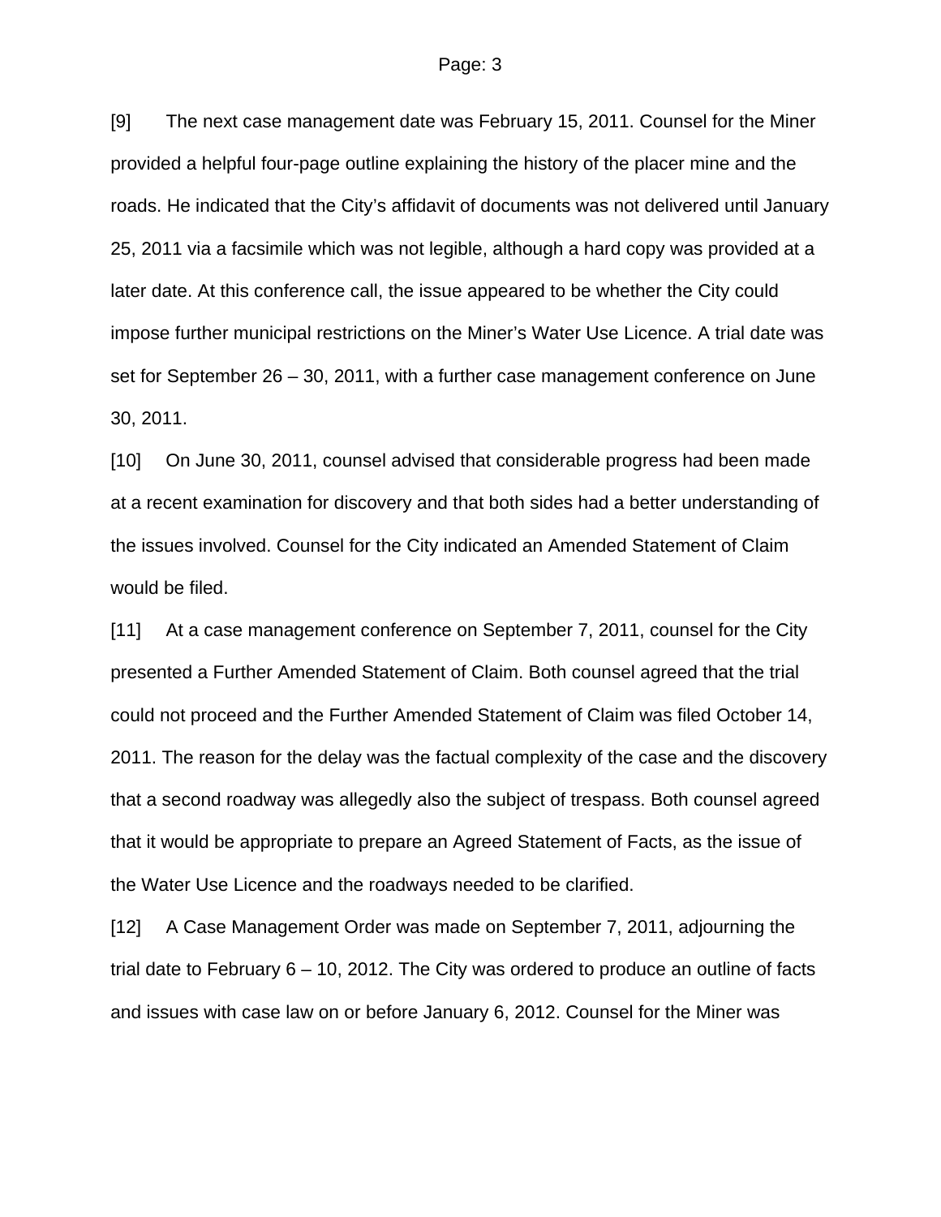[9] The next case management date was February 15, 2011. Counsel for the Miner provided a helpful four-page outline explaining the history of the placer mine and the roads. He indicated that the City's affidavit of documents was not delivered until January 25, 2011 via a facsimile which was not legible, although a hard copy was provided at a later date. At this conference call, the issue appeared to be whether the City could impose further municipal restrictions on the Miner's Water Use Licence. A trial date was set for September 26 – 30, 2011, with a further case management conference on June 30, 2011.

[10] On June 30, 2011, counsel advised that considerable progress had been made at a recent examination for discovery and that both sides had a better understanding of the issues involved. Counsel for the City indicated an Amended Statement of Claim would be filed.

[11] At a case management conference on September 7, 2011, counsel for the City presented a Further Amended Statement of Claim. Both counsel agreed that the trial could not proceed and the Further Amended Statement of Claim was filed October 14, 2011. The reason for the delay was the factual complexity of the case and the discovery that a second roadway was allegedly also the subject of trespass. Both counsel agreed that it would be appropriate to prepare an Agreed Statement of Facts, as the issue of the Water Use Licence and the roadways needed to be clarified.

[12] A Case Management Order was made on September 7, 2011, adjourning the trial date to February 6 – 10, 2012. The City was ordered to produce an outline of facts and issues with case law on or before January 6, 2012. Counsel for the Miner was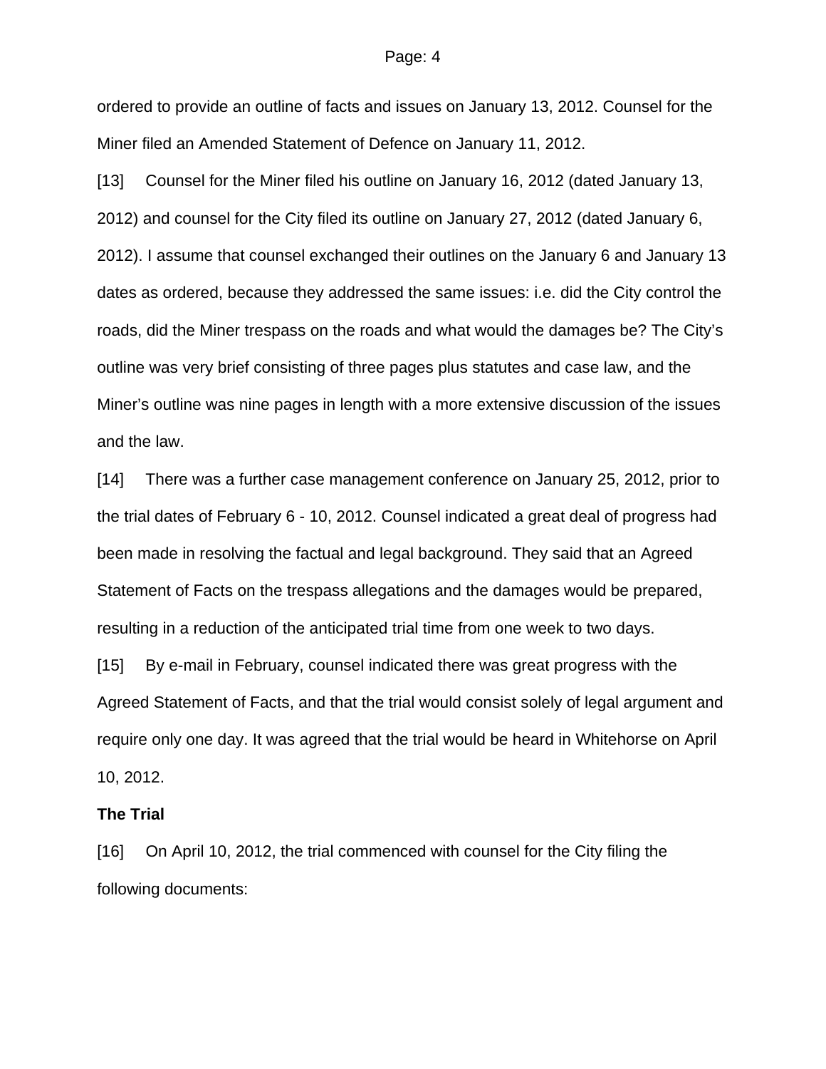ordered to provide an outline of facts and issues on January 13, 2012. Counsel for the Miner filed an Amended Statement of Defence on January 11, 2012.

[13] Counsel for the Miner filed his outline on January 16, 2012 (dated January 13, 2012) and counsel for the City filed its outline on January 27, 2012 (dated January 6, 2012). I assume that counsel exchanged their outlines on the January 6 and January 13 dates as ordered, because they addressed the same issues: i.e. did the City control the roads, did the Miner trespass on the roads and what would the damages be? The City's outline was very brief consisting of three pages plus statutes and case law, and the Miner's outline was nine pages in length with a more extensive discussion of the issues and the law.

[14] There was a further case management conference on January 25, 2012, prior to the trial dates of February 6 - 10, 2012. Counsel indicated a great deal of progress had been made in resolving the factual and legal background. They said that an Agreed Statement of Facts on the trespass allegations and the damages would be prepared, resulting in a reduction of the anticipated trial time from one week to two days.

[15] By e-mail in February, counsel indicated there was great progress with the Agreed Statement of Facts, and that the trial would consist solely of legal argument and require only one day. It was agreed that the trial would be heard in Whitehorse on April 10, 2012.

**The Trial**

[16] On April 10, 2012, the trial commenced with counsel for the City filing the following documents: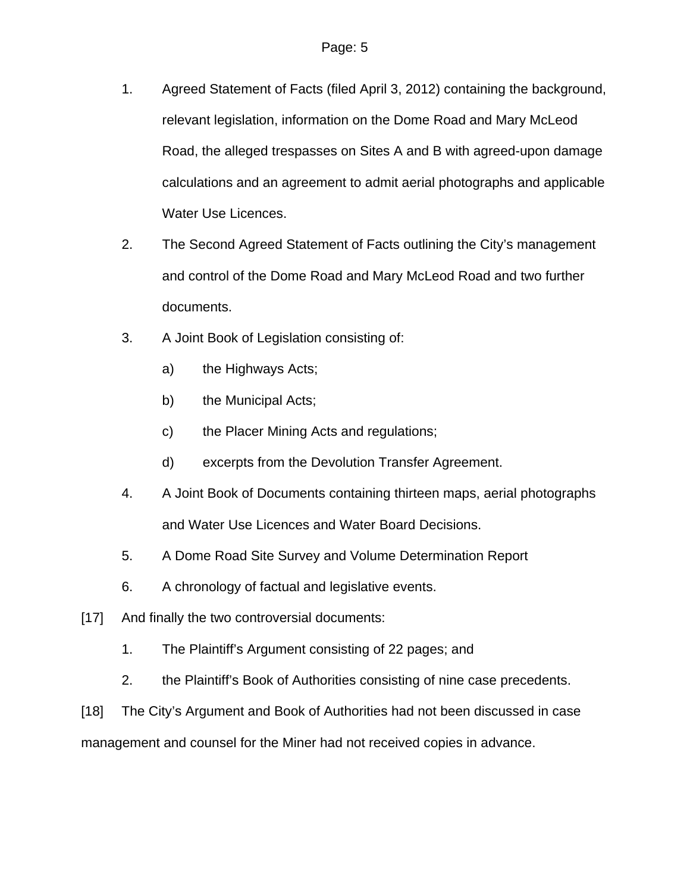1. Agreed Statement of Facts (filed April 3, 2012) containing the background, relevant legislation, information on the Dome Road and Mary McLeod Road, the alleged trespasses on Sites A and B with agreed-upon damage calculations and an agreement to admit aerial photographs and applicable Water Use Licences.
2. The Second Agreed Statement of Facts outlining the City's management and control of the Dome Road and Mary McLeod Road and two further documents.
3. A Joint Book of Legislation consisting of:
   a) the Highways Acts;
   b) the Municipal Acts;
   c) the Placer Mining Acts and regulations;
   d) excerpts from the Devolution Transfer Agreement.
4. A Joint Book of Documents containing thirteen maps, aerial photographs and Water Use Licences and Water Board Decisions.
5. A Dome Road Site Survey and Volume Determination Report
6. A chronology of factual and legislative events.

[17] And finally the two controversial documents:

1. The Plaintiff's Argument consisting of 22 pages; and
2. the Plaintiff's Book of Authorities consisting of nine case precedents.

[18] The City's Argument and Book of Authorities had not been discussed in case management and counsel for the Miner had not received copies in advance.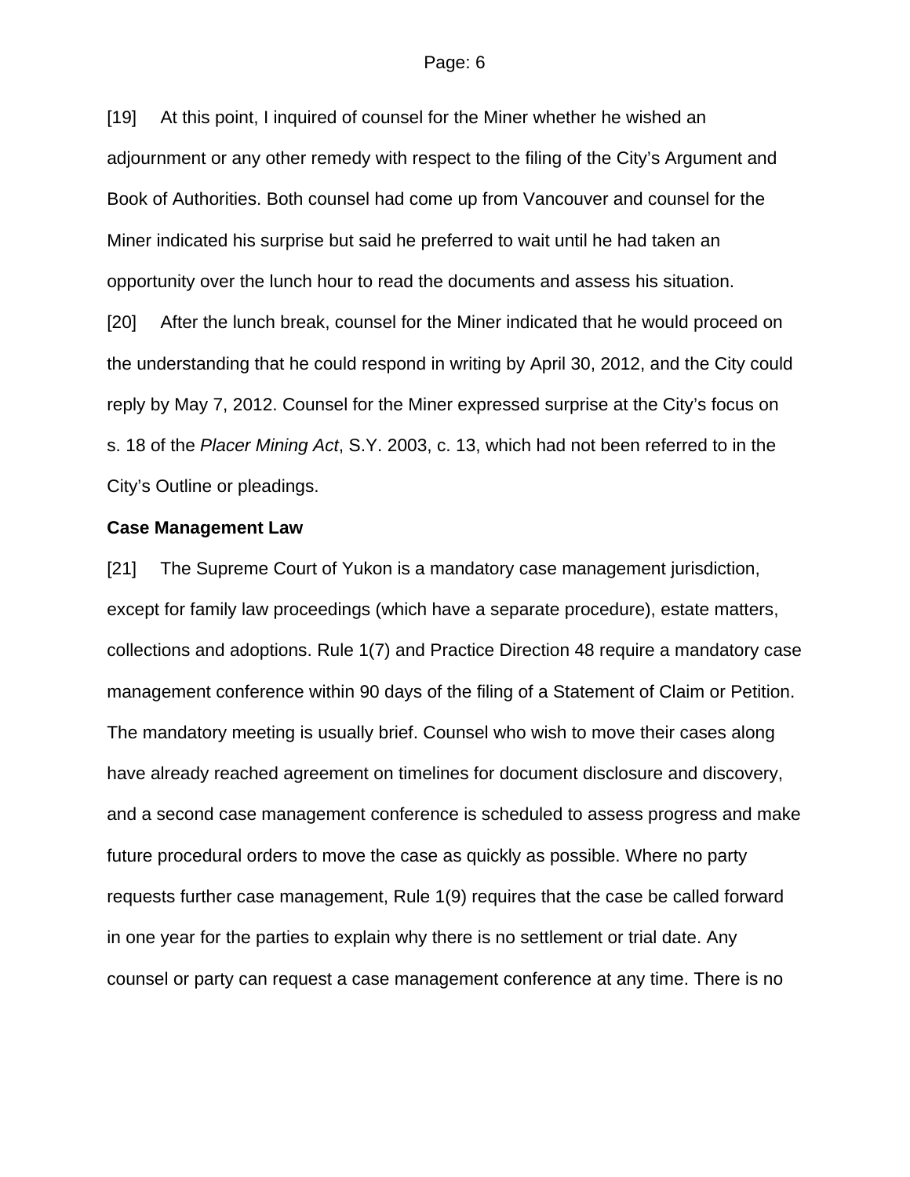[19] At this point, I inquired of counsel for the Miner whether he wished an adjournment or any other remedy with respect to the filing of the City's Argument and Book of Authorities. Both counsel had come up from Vancouver and counsel for the Miner indicated his surprise but said he preferred to wait until he had taken an opportunity over the lunch hour to read the documents and assess his situation.

[20] After the lunch break, counsel for the Miner indicated that he would proceed on the understanding that he could respond in writing by April 30, 2012, and the City could reply by May 7, 2012. Counsel for the Miner expressed surprise at the City's focus on s. 18 of the *Placer Mining Act*, S.Y. 2003, c. 13, which had not been referred to in the City's Outline or pleadings.

**Case Management Law**

[21] The Supreme Court of Yukon is a mandatory case management jurisdiction, except for family law proceedings (which have a separate procedure), estate matters, collections and adoptions. Rule 1(7) and Practice Direction 48 require a mandatory case management conference within 90 days of the filing of a Statement of Claim or Petition. The mandatory meeting is usually brief. Counsel who wish to move their cases along have already reached agreement on timelines for document disclosure and discovery, and a second case management conference is scheduled to assess progress and make future procedural orders to move the case as quickly as possible. Where no party requests further case management, Rule 1(9) requires that the case be called forward in one year for the parties to explain why there is no settlement or trial date. Any counsel or party can request a case management conference at any time. There is no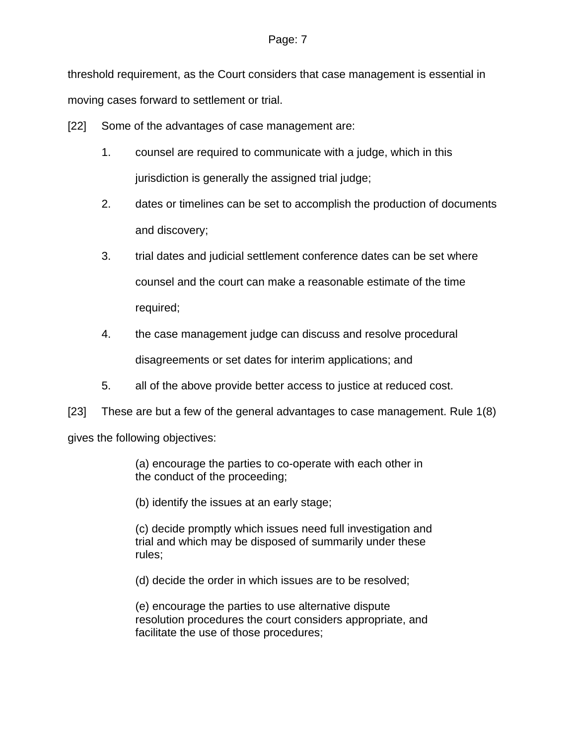threshold requirement, as the Court considers that case management is essential in moving cases forward to settlement or trial.

[22] Some of the advantages of case management are:

1. counsel are required to communicate with a judge, which in this jurisdiction is generally the assigned trial judge;
2. dates or timelines can be set to accomplish the production of documents and discovery;
3. trial dates and judicial settlement conference dates can be set where counsel and the court can make a reasonable estimate of the time required;
4. the case management judge can discuss and resolve procedural disagreements or set dates for interim applications; and
5. all of the above provide better access to justice at reduced cost.

[23] These are but a few of the general advantages to case management. Rule 1(8) gives the following objectives:

> (a) encourage the parties to co-operate with each other in the conduct of the proceeding;
>
> (b) identify the issues at an early stage;
>
> (c) decide promptly which issues need full investigation and trial and which may be disposed of summarily under these rules;
>
> (d) decide the order in which issues are to be resolved;
>
> (e) encourage the parties to use alternative dispute resolution procedures the court considers appropriate, and facilitate the use of those procedures;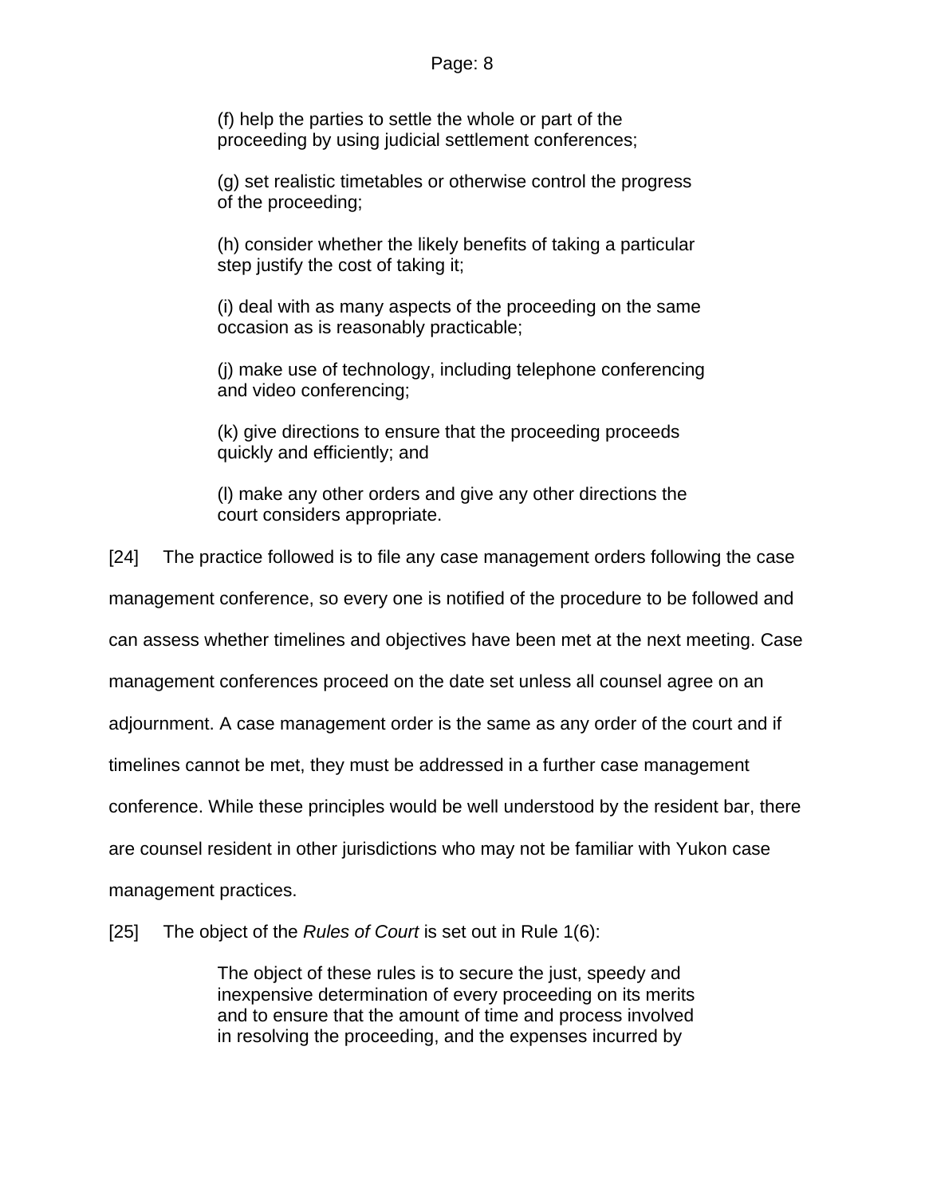> (f) help the parties to settle the whole or part of the proceeding by using judicial settlement conferences;
>
> (g) set realistic timetables or otherwise control the progress of the proceeding;
>
> (h) consider whether the likely benefits of taking a particular step justify the cost of taking it;
>
> (i) deal with as many aspects of the proceeding on the same occasion as is reasonably practicable;
>
> (j) make use of technology, including telephone conferencing and video conferencing;
>
> (k) give directions to ensure that the proceeding proceeds quickly and efficiently; and
>
> (l) make any other orders and give any other directions the court considers appropriate.

[24] The practice followed is to file any case management orders following the case management conference, so every one is notified of the procedure to be followed and can assess whether timelines and objectives have been met at the next meeting. Case management conferences proceed on the date set unless all counsel agree on an adjournment. A case management order is the same as any order of the court and if timelines cannot be met, they must be addressed in a further case management conference. While these principles would be well understood by the resident bar, there are counsel resident in other jurisdictions who may not be familiar with Yukon case management practices.

[25] The object of the *Rules of Court* is set out in Rule 1(6):

> The object of these rules is to secure the just, speedy and inexpensive determination of every proceeding on its merits and to ensure that the amount of time and process involved in resolving the proceeding, and the expenses incurred by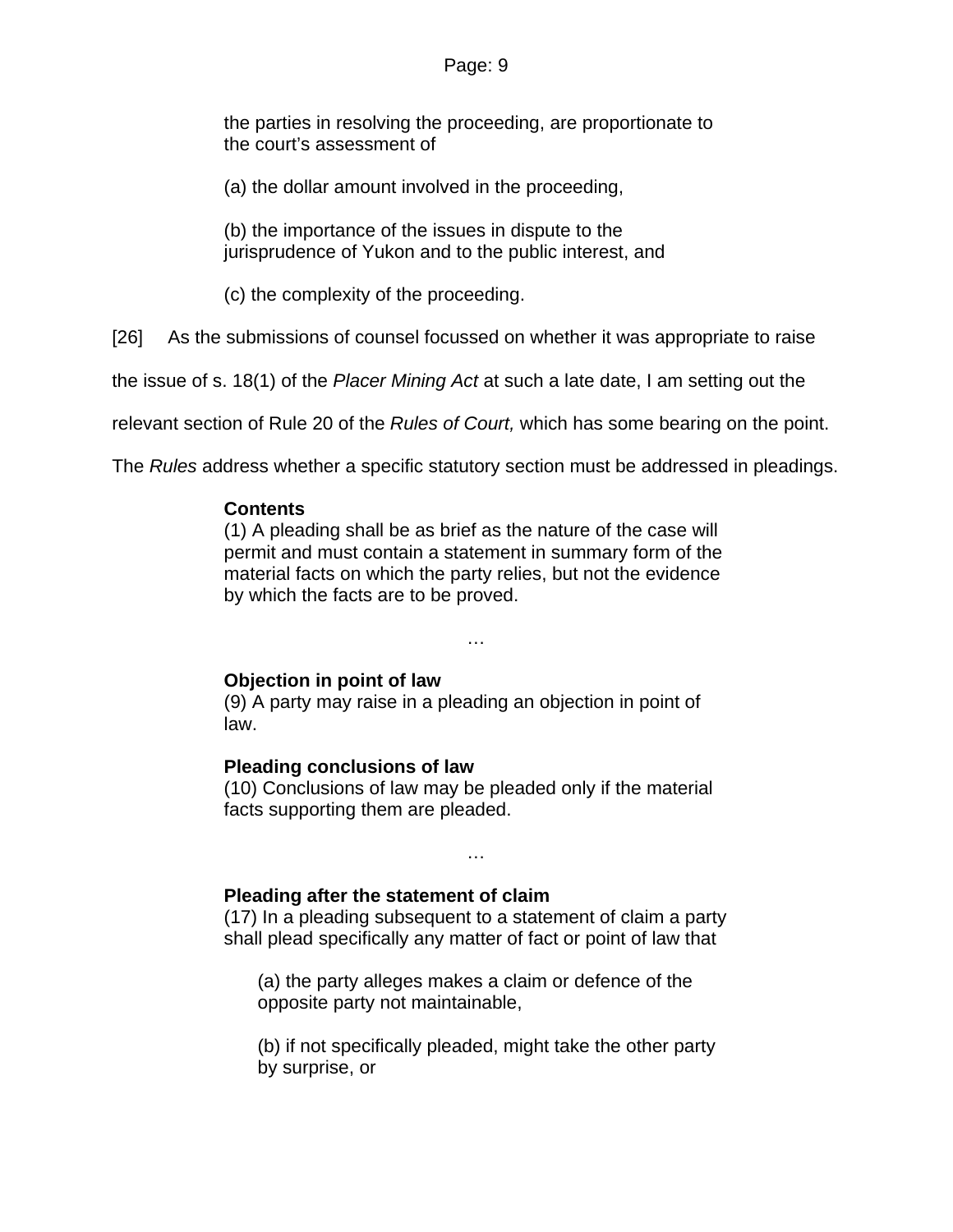> the parties in resolving the proceeding, are proportionate to the court's assessment of
>
> (a) the dollar amount involved in the proceeding,
>
> (b) the importance of the issues in dispute to the jurisprudence of Yukon and to the public interest, and
>
> (c) the complexity of the proceeding.

[26] As the submissions of counsel focussed on whether it was appropriate to raise the issue of s. 18(1) of the *Placer Mining Act* at such a late date, I am setting out the relevant section of Rule 20 of the *Rules of Court,* which has some bearing on the point. The *Rules* address whether a specific statutory section must be addressed in pleadings.

> **Contents**
> (1) A pleading shall be as brief as the nature of the case will permit and must contain a statement in summary form of the material facts on which the party relies, but not the evidence by which the facts are to be proved.
>
> …
>
> **Objection in point of law**
> (9) A party may raise in a pleading an objection in point of law.
>
> **Pleading conclusions of law**
> (10) Conclusions of law may be pleaded only if the material facts supporting them are pleaded.
>
> …
>
> **Pleading after the statement of claim**
> (17) In a pleading subsequent to a statement of claim a party shall plead specifically any matter of fact or point of law that
>
> > (a) the party alleges makes a claim or defence of the opposite party not maintainable,
> >
> > (b) if not specifically pleaded, might take the other party by surprise, or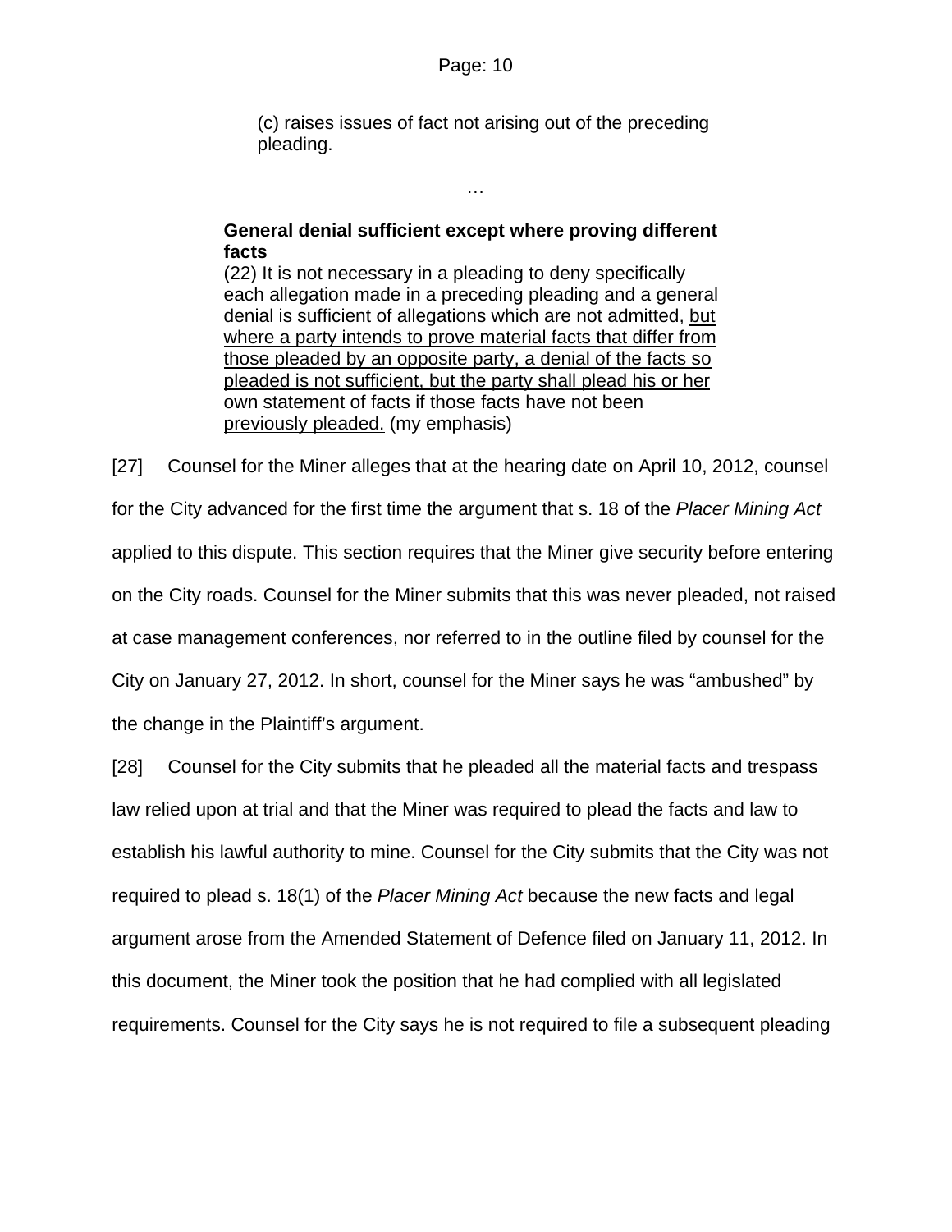(c) raises issues of fact not arising out of the preceding pleading.

…

**General denial sufficient except where proving different facts**
(22) It is not necessary in a pleading to deny specifically each allegation made in a preceding pleading and a general denial is sufficient of allegations which are not admitted, <u>but where a party intends to prove material facts that differ from those pleaded by an opposite party, a denial of the facts so pleaded is not sufficient, but the party shall plead his or her own statement of facts if those facts have not been previously pleaded.</u> (my emphasis)

[27] Counsel for the Miner alleges that at the hearing date on April 10, 2012, counsel for the City advanced for the first time the argument that s. 18 of the *Placer Mining Act* applied to this dispute. This section requires that the Miner give security before entering on the City roads. Counsel for the Miner submits that this was never pleaded, not raised at case management conferences, nor referred to in the outline filed by counsel for the City on January 27, 2012. In short, counsel for the Miner says he was "ambushed" by the change in the Plaintiff's argument.

[28] Counsel for the City submits that he pleaded all the material facts and trespass law relied upon at trial and that the Miner was required to plead the facts and law to establish his lawful authority to mine. Counsel for the City submits that the City was not required to plead s. 18(1) of the *Placer Mining Act* because the new facts and legal argument arose from the Amended Statement of Defence filed on January 11, 2012. In this document, the Miner took the position that he had complied with all legislated requirements. Counsel for the City says he is not required to file a subsequent pleading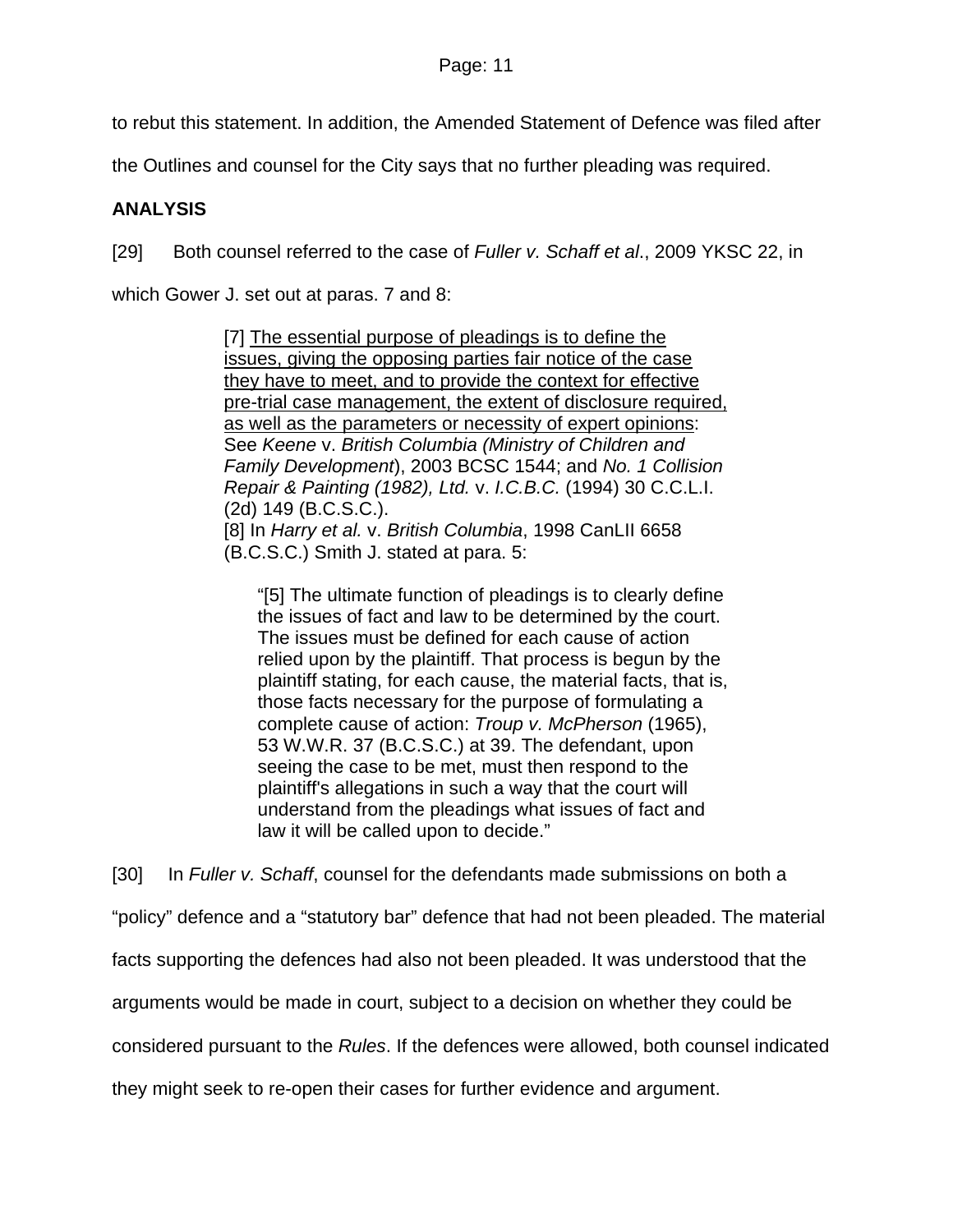to rebut this statement. In addition, the Amended Statement of Defence was filed after the Outlines and counsel for the City says that no further pleading was required.

**ANALYSIS**

[29] Both counsel referred to the case of *Fuller v. Schaff et al*., 2009 YKSC 22, in which Gower J. set out at paras. 7 and 8:

> [7] The essential purpose of pleadings is to define the issues, giving the opposing parties fair notice of the case they have to meet, and to provide the context for effective pre-trial case management, the extent of disclosure required, as well as the parameters or necessity of expert opinions: See *Keene* v. *British Columbia (Ministry of Children and Family Development*), 2003 BCSC 1544; and *No. 1 Collision Repair & Painting (1982), Ltd.* v. *I.C.B.C.* (1994) 30 C.C.L.I. (2d) 149 (B.C.S.C.).
> [8] In *Harry et al.* v. *British Columbia*, 1998 CanLII 6658 (B.C.S.C.) Smith J. stated at para. 5:
>
> > "[5] The ultimate function of pleadings is to clearly define the issues of fact and law to be determined by the court. The issues must be defined for each cause of action relied upon by the plaintiff. That process is begun by the plaintiff stating, for each cause, the material facts, that is, those facts necessary for the purpose of formulating a complete cause of action: *Troup v. McPherson* (1965), 53 W.W.R. 37 (B.C.S.C.) at 39. The defendant, upon seeing the case to be met, must then respond to the plaintiff's allegations in such a way that the court will understand from the pleadings what issues of fact and law it will be called upon to decide."

[30] In *Fuller v. Schaff*, counsel for the defendants made submissions on both a "policy" defence and a "statutory bar" defence that had not been pleaded. The material facts supporting the defences had also not been pleaded. It was understood that the arguments would be made in court, subject to a decision on whether they could be considered pursuant to the *Rules*. If the defences were allowed, both counsel indicated they might seek to re-open their cases for further evidence and argument.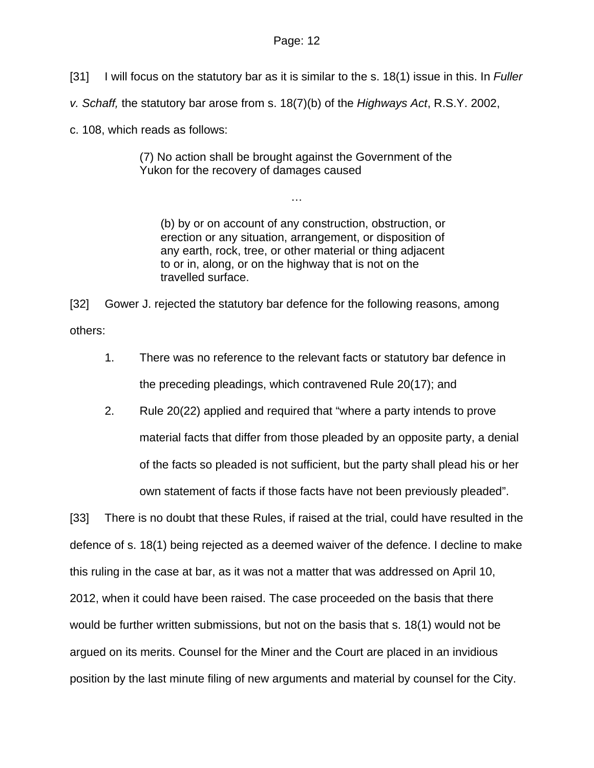[31] I will focus on the statutory bar as it is similar to the s. 18(1) issue in this. In *Fuller v. Schaff,* the statutory bar arose from s. 18(7)(b) of the *Highways Act*, R.S.Y. 2002, c. 108, which reads as follows:

> (7) No action shall be brought against the Government of the Yukon for the recovery of damages caused
>
> …
>
> (b) by or on account of any construction, obstruction, or erection or any situation, arrangement, or disposition of any earth, rock, tree, or other material or thing adjacent to or in, along, or on the highway that is not on the travelled surface.

[32] Gower J. rejected the statutory bar defence for the following reasons, among others:

1. There was no reference to the relevant facts or statutory bar defence in the preceding pleadings, which contravened Rule 20(17); and
2. Rule 20(22) applied and required that "where a party intends to prove material facts that differ from those pleaded by an opposite party, a denial of the facts so pleaded is not sufficient, but the party shall plead his or her own statement of facts if those facts have not been previously pleaded".

[33] There is no doubt that these Rules, if raised at the trial, could have resulted in the defence of s. 18(1) being rejected as a deemed waiver of the defence. I decline to make this ruling in the case at bar, as it was not a matter that was addressed on April 10, 2012, when it could have been raised. The case proceeded on the basis that there would be further written submissions, but not on the basis that s. 18(1) would not be argued on its merits. Counsel for the Miner and the Court are placed in an invidious position by the last minute filing of new arguments and material by counsel for the City.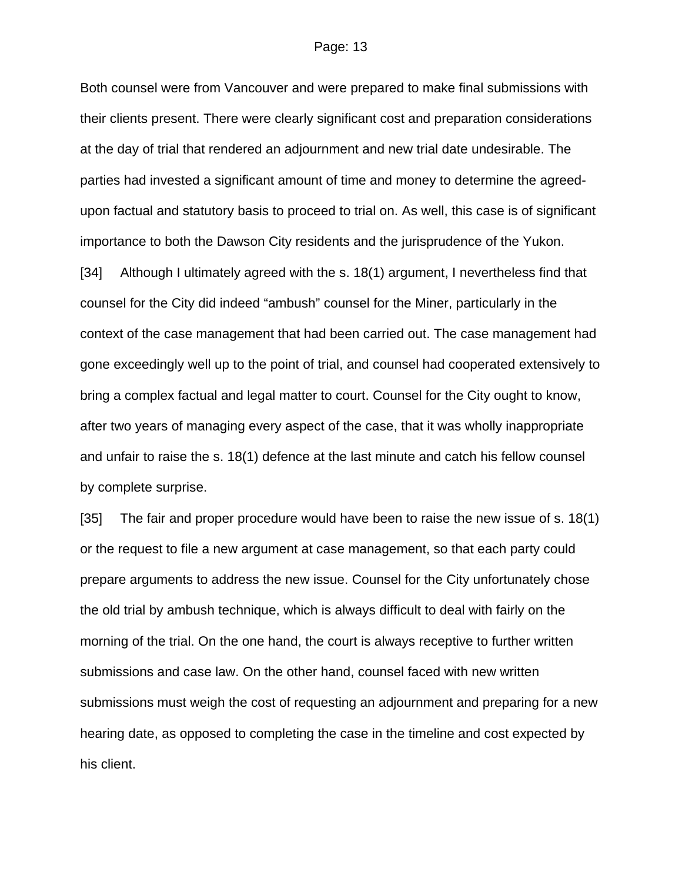Both counsel were from Vancouver and were prepared to make final submissions with their clients present. There were clearly significant cost and preparation considerations at the day of trial that rendered an adjournment and new trial date undesirable. The parties had invested a significant amount of time and money to determine the agreed-upon factual and statutory basis to proceed to trial on. As well, this case is of significant importance to both the Dawson City residents and the jurisprudence of the Yukon.

[34] Although I ultimately agreed with the s. 18(1) argument, I nevertheless find that counsel for the City did indeed "ambush" counsel for the Miner, particularly in the context of the case management that had been carried out. The case management had gone exceedingly well up to the point of trial, and counsel had cooperated extensively to bring a complex factual and legal matter to court. Counsel for the City ought to know, after two years of managing every aspect of the case, that it was wholly inappropriate and unfair to raise the s. 18(1) defence at the last minute and catch his fellow counsel by complete surprise.

[35] The fair and proper procedure would have been to raise the new issue of s. 18(1) or the request to file a new argument at case management, so that each party could prepare arguments to address the new issue. Counsel for the City unfortunately chose the old trial by ambush technique, which is always difficult to deal with fairly on the morning of the trial. On the one hand, the court is always receptive to further written submissions and case law. On the other hand, counsel faced with new written submissions must weigh the cost of requesting an adjournment and preparing for a new hearing date, as opposed to completing the case in the timeline and cost expected by his client.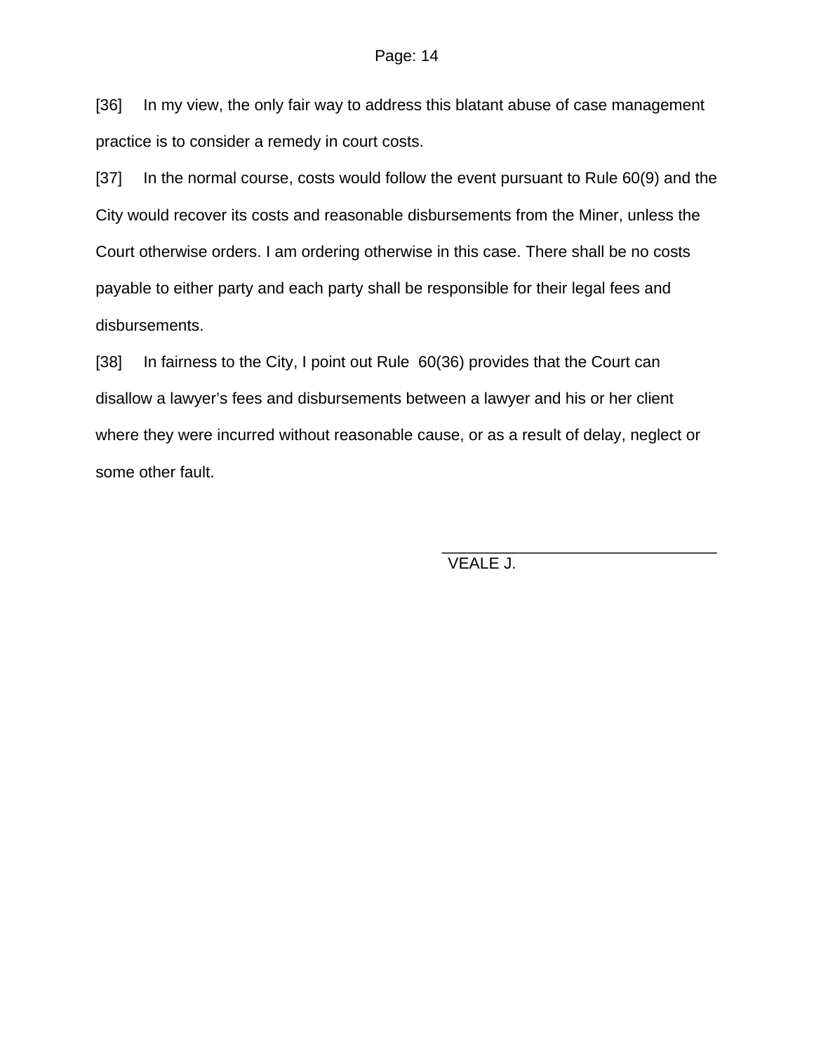[36] In my view, the only fair way to address this blatant abuse of case management practice is to consider a remedy in court costs.

[37] In the normal course, costs would follow the event pursuant to Rule 60(9) and the City would recover its costs and reasonable disbursements from the Miner, unless the Court otherwise orders. I am ordering otherwise in this case. There shall be no costs payable to either party and each party shall be responsible for their legal fees and disbursements.

[38] In fairness to the City, I point out Rule 60(36) provides that the Court can disallow a lawyer's fees and disbursements between a lawyer and his or her client where they were incurred without reasonable cause, or as a result of delay, neglect or some other fault.

___________________________

VEALE J.